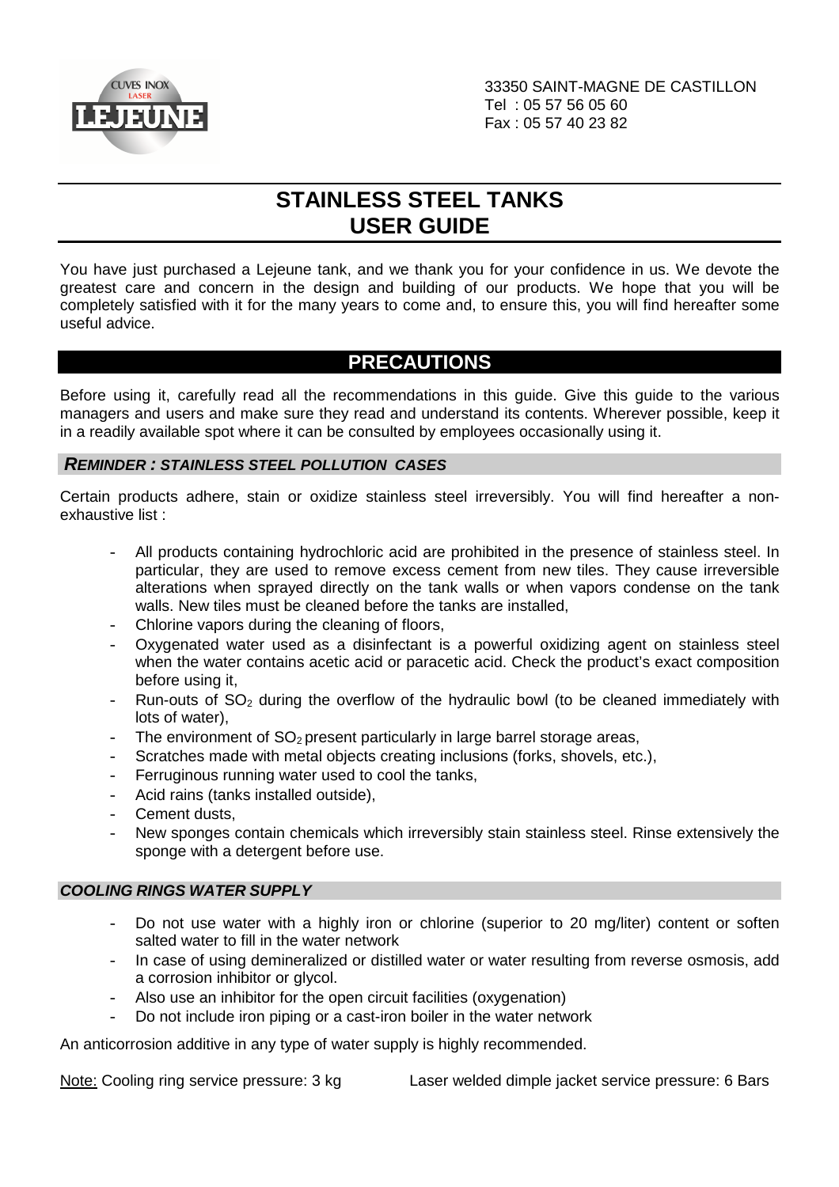CUVES INOX LASER LEJEUNE

33350 SAINT-MAGNE DE CASTILLON
Tel : 05 57 56 05 60
Fax : 05 57 40 23 82

# STAINLESS STEEL TANKS USER GUIDE

You have just purchased a Lejeune tank, and we thank you for your confidence in us. We devote the greatest care and concern in the design and building of our products. We hope that you will be completely satisfied with it for the many years to come and, to ensure this, you will find hereafter some useful advice.

## PRECAUTIONS

Before using it, carefully read all the recommendations in this guide. Give this guide to the various managers and users and make sure they read and understand its contents. Wherever possible, keep it in a readily available spot where it can be consulted by employees occasionally using it.

### *REMINDER : STAINLESS STEEL POLLUTION CASES*

Certain products adhere, stain or oxidize stainless steel irreversibly. You will find hereafter a non-exhaustive list :

- All products containing hydrochloric acid are prohibited in the presence of stainless steel. In particular, they are used to remove excess cement from new tiles. They cause irreversible alterations when sprayed directly on the tank walls or when vapors condense on the tank walls. New tiles must be cleaned before the tanks are installed,
- Chlorine vapors during the cleaning of floors,
- Oxygenated water used as a disinfectant is a powerful oxidizing agent on stainless steel when the water contains acetic acid or paracetic acid. Check the product's exact composition before using it,
- Run-outs of $SO_2$ during the overflow of the hydraulic bowl (to be cleaned immediately with lots of water),
- The environment of $SO_2$ present particularly in large barrel storage areas,
- Scratches made with metal objects creating inclusions (forks, shovels, etc.),
- Ferruginous running water used to cool the tanks,
- Acid rains (tanks installed outside),
- Cement dusts,
- New sponges contain chemicals which irreversibly stain stainless steel. Rinse extensively the sponge with a detergent before use.

### *COOLING RINGS WATER SUPPLY*

- Do not use water with a highly iron or chlorine (superior to 20 mg/liter) content or soften salted water to fill in the water network
- In case of using demineralized or distilled water or water resulting from reverse osmosis, add a corrosion inhibitor or glycol.
- Also use an inhibitor for the open circuit facilities (oxygenation)
- Do not include iron piping or a cast-iron boiler in the water network

An anticorrosion additive in any type of water supply is highly recommended.

Note: Cooling ring service pressure: 3 kg     Laser welded dimple jacket service pressure: 6 Bars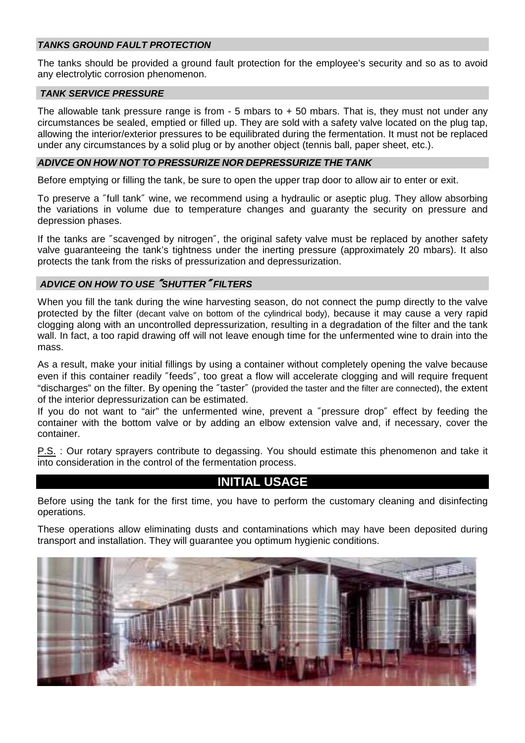### *TANKS GROUND FAULT PROTECTION*

The tanks should be provided a ground fault protection for the employee's security and so as to avoid any electrolytic corrosion phenomenon.

### *TANK SERVICE PRESSURE*

The allowable tank pressure range is from - 5 mbars to + 50 mbars. That is, they must not under any circumstances be sealed, emptied or filled up. They are sold with a safety valve located on the plug tap, allowing the interior/exterior pressures to be equilibrated during the fermentation. It must not be replaced under any circumstances by a solid plug or by another object (tennis ball, paper sheet, etc.).

### *ADIVCE ON HOW NOT TO PRESSURIZE NOR DEPRESSURIZE THE TANK*

Before emptying or filling the tank, be sure to open the upper trap door to allow air to enter or exit.

To preserve a ˝full tank˝ wine, we recommend using a hydraulic or aseptic plug. They allow absorbing the variations in volume due to temperature changes and guaranty the security on pressure and depression phases.

If the tanks are ˝scavenged by nitrogen˝, the original safety valve must be replaced by another safety valve guaranteeing the tank's tightness under the inerting pressure (approximately 20 mbars). It also protects the tank from the risks of pressurization and depressurization.

### *ADVICE ON HOW TO USE ˝SHUTTER˝ FILTERS*

When you fill the tank during the wine harvesting season, do not connect the pump directly to the valve protected by the filter (decant valve on bottom of the cylindrical body), because it may cause a very rapid clogging along with an uncontrolled depressurization, resulting in a degradation of the filter and the tank wall. In fact, a too rapid drawing off will not leave enough time for the unfermented wine to drain into the mass.

As a result, make your initial fillings by using a container without completely opening the valve because even if this container readily ˝feeds˝, too great a flow will accelerate clogging and will require frequent "discharges" on the filter. By opening the ˝taster˝ (provided the taster and the filter are connected), the extent of the interior depressurization can be estimated.

If you do not want to "air" the unfermented wine, prevent a ˝pressure drop˝ effect by feeding the container with the bottom valve or by adding an elbow extension valve and, if necessary, cover the container.

P.S. : Our rotary sprayers contribute to degassing. You should estimate this phenomenon and take it into consideration in the control of the fermentation process.

## INITIAL USAGE

Before using the tank for the first time, you have to perform the customary cleaning and disinfecting operations.

These operations allow eliminating dusts and contaminations which may have been deposited during transport and installation. They will guarantee you optimum hygienic conditions.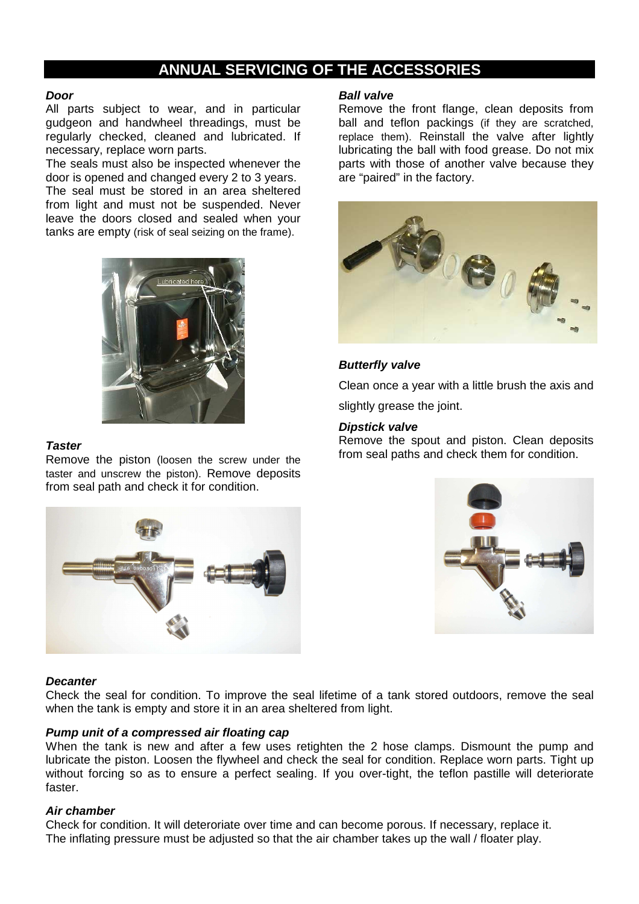# ANNUAL SERVICING OF THE ACCESSORIES

***Door***

All parts subject to wear, and in particular gudgeon and handwheel threadings, must be regularly checked, cleaned and lubricated. If necessary, replace worn parts.

The seals must also be inspected whenever the door is opened and changed every 2 to 3 years.

The seal must be stored in an area sheltered from light and must not be suspended. Never leave the doors closed and sealed when your tanks are empty (risk of seal seizing on the frame).

***Taster***

Remove the piston (loosen the screw under the taster and unscrew the piston). Remove deposits from seal path and check it for condition.

***Ball valve***

Remove the front flange, clean deposits from ball and teflon packings (if they are scratched, replace them). Reinstall the valve after lightly lubricating the ball with food grease. Do not mix parts with those of another valve because they are "paired" in the factory.

***Butterfly valve***

Clean once a year with a little brush the axis and slightly grease the joint.

***Dipstick valve***

Remove the spout and piston. Clean deposits from seal paths and check them for condition.

***Decanter***

Check the seal for condition. To improve the seal lifetime of a tank stored outdoors, remove the seal when the tank is empty and store it in an area sheltered from light.

***Pump unit of a compressed air floating cap***

When the tank is new and after a few uses retighten the 2 hose clamps. Dismount the pump and lubricate the piston. Loosen the flywheel and check the seal for condition. Replace worn parts. Tight up without forcing so as to ensure a perfect sealing. If you over-tight, the teflon pastille will deteriorate faster.

***Air chamber***

Check for condition. It will deteriorate over time and can become porous. If necessary, replace it.
The inflating pressure must be adjusted so that the air chamber takes up the wall / floater play.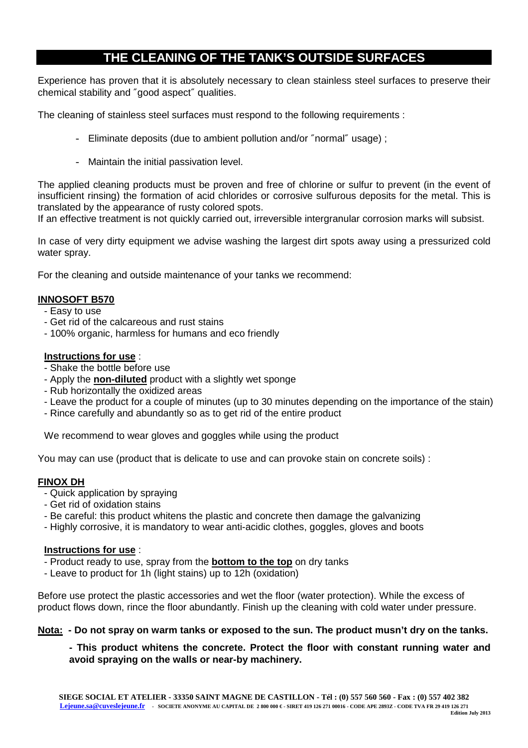# THE CLEANING OF THE TANK'S OUTSIDE SURFACES

Experience has proven that it is absolutely necessary to clean stainless steel surfaces to preserve their chemical stability and ˝good aspect˝ qualities.

The cleaning of stainless steel surfaces must respond to the following requirements :

- Eliminate deposits (due to ambient pollution and/or ˝normal˝ usage) ;
- Maintain the initial passivation level.

The applied cleaning products must be proven and free of chlorine or sulfur to prevent (in the event of insufficient rinsing) the formation of acid chlorides or corrosive sulfurous deposits for the metal. This is translated by the appearance of rusty colored spots.
If an effective treatment is not quickly carried out, irreversible intergranular corrosion marks will subsist.

In case of very dirty equipment we advise washing the largest dirt spots away using a pressurized cold water spray.

For the cleaning and outside maintenance of your tanks we recommend:

**INNOSOFT B570**

- Easy to use
- Get rid of the calcareous and rust stains
- 100% organic, harmless for humans and eco friendly

**Instructions for use** :

- Shake the bottle before use
- Apply the **non-diluted** product with a slightly wet sponge
- Rub horizontally the oxidized areas
- Leave the product for a couple of minutes (up to 30 minutes depending on the importance of the stain)
- Rince carefully and abundantly so as to get rid of the entire product

We recommend to wear gloves and goggles while using the product

You may can use (product that is delicate to use and can provoke stain on concrete soils) :

**FINOX DH**

- Quick application by spraying
- Get rid of oxidation stains
- Be careful: this product whitens the plastic and concrete then damage the galvanizing
- Highly corrosive, it is mandatory to wear anti-acidic clothes, goggles, gloves and boots

**Instructions for use** :

- Product ready to use, spray from the **bottom to the top** on dry tanks
- Leave to product for 1h (light stains) up to 12h (oxidation)

Before use protect the plastic accessories and wet the floor (water protection). While the excess of product flows down, rince the floor abundantly. Finish up the cleaning with cold water under pressure.

**Nota: - Do not spray on warm tanks or exposed to the sun. The product musn't dry on the tanks.**

**- This product whitens the concrete. Protect the floor with constant running water and avoid spraying on the walls or near-by machinery.**

**SIEGE SOCIAL ET ATELIER - 33350 SAINT MAGNE DE CASTILLON - Tél : (0) 557 560 560 - Fax : (0) 557 402 382**
Lejeune.sa@cuveslejeune.fr - SOCIETE ANONYME AU CAPITAL DE 2 800 000 € - SIRET 419 126 271 00016 - CODE APE 2893Z - CODE TVA FR 29 419 126 271
Edition July 2013